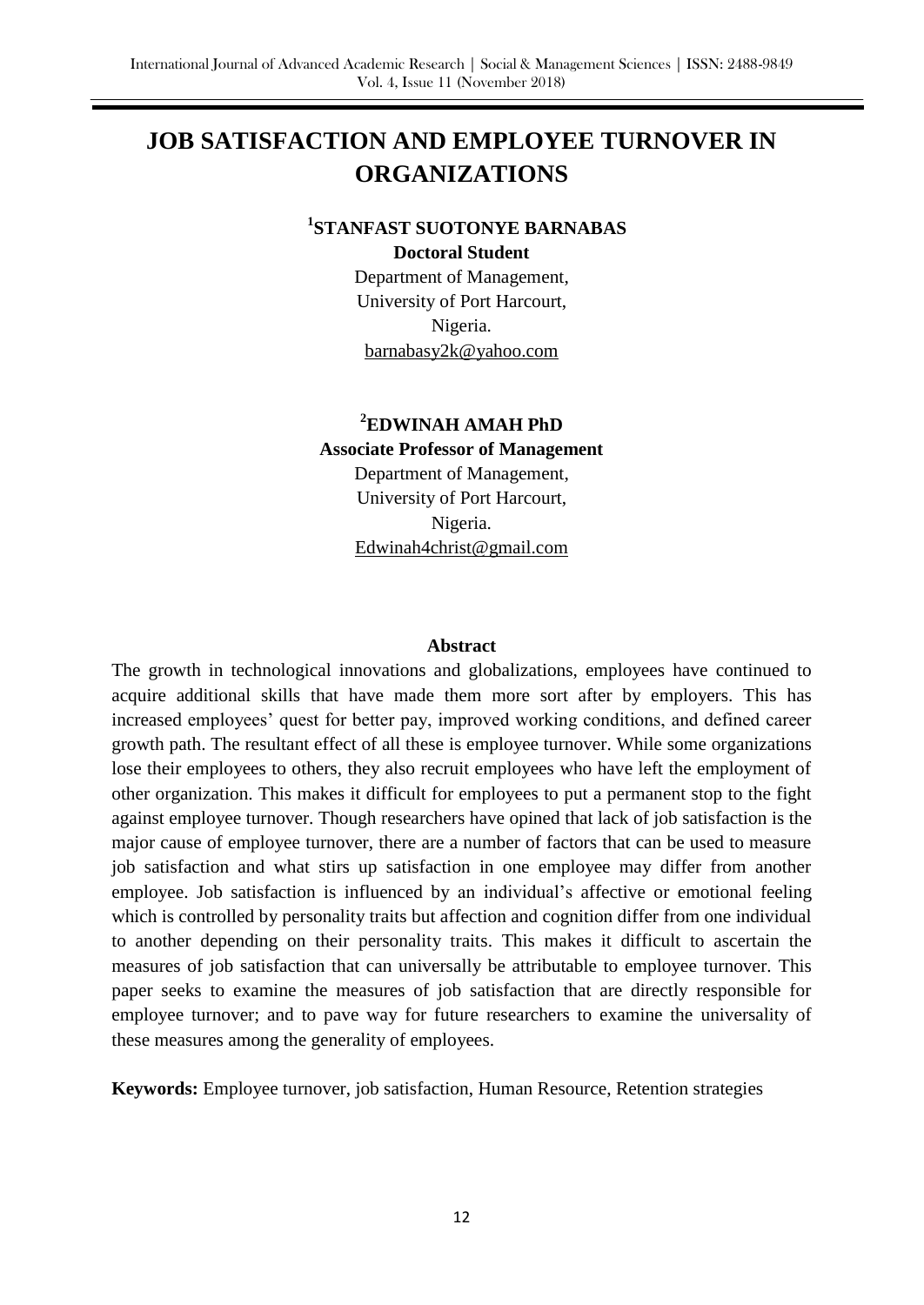# JOB SATISFACTION AND EMPLOYEE TURNOVER IN ORGANIZATIONS

**[1]STANFAST SUOTONYE BARNABAS**
**Doctoral Student**
Department of Management,
University of Port Harcourt,
Nigeria.
barnabasy2k@yahoo.com

**[2]EDWINAH AMAH PhD**
**Associate Professor of Management**
Department of Management,
University of Port Harcourt,
Nigeria.
Edwinah4christ@gmail.com

## Abstract

The growth in technological innovations and globalizations, employees have continued to acquire additional skills that have made them more sort after by employers. This has increased employees' quest for better pay, improved working conditions, and defined career growth path. The resultant effect of all these is employee turnover. While some organizations lose their employees to others, they also recruit employees who have left the employment of other organization. This makes it difficult for employees to put a permanent stop to the fight against employee turnover. Though researchers have opined that lack of job satisfaction is the major cause of employee turnover, there are a number of factors that can be used to measure job satisfaction and what stirs up satisfaction in one employee may differ from another employee. Job satisfaction is influenced by an individual's affective or emotional feeling which is controlled by personality traits but affection and cognition differ from one individual to another depending on their personality traits. This makes it difficult to ascertain the measures of job satisfaction that can universally be attributable to employee turnover. This paper seeks to examine the measures of job satisfaction that are directly responsible for employee turnover; and to pave way for future researchers to examine the universality of these measures among the generality of employees.

**Keywords:** Employee turnover, job satisfaction, Human Resource, Retention strategies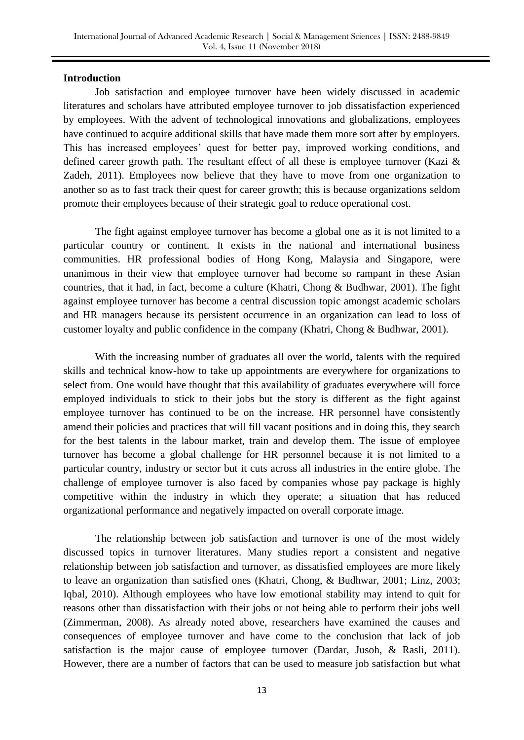**Introduction**

Job satisfaction and employee turnover have been widely discussed in academic literatures and scholars have attributed employee turnover to job dissatisfaction experienced by employees. With the advent of technological innovations and globalizations, employees have continued to acquire additional skills that have made them more sort after by employers. This has increased employees' quest for better pay, improved working conditions, and defined career growth path. The resultant effect of all these is employee turnover (Kazi & Zadeh, 2011). Employees now believe that they have to move from one organization to another so as to fast track their quest for career growth; this is because organizations seldom promote their employees because of their strategic goal to reduce operational cost.

The fight against employee turnover has become a global one as it is not limited to a particular country or continent. It exists in the national and international business communities. HR professional bodies of Hong Kong, Malaysia and Singapore, were unanimous in their view that employee turnover had become so rampant in these Asian countries, that it had, in fact, become a culture (Khatri, Chong & Budhwar, 2001). The fight against employee turnover has become a central discussion topic amongst academic scholars and HR managers because its persistent occurrence in an organization can lead to loss of customer loyalty and public confidence in the company (Khatri, Chong & Budhwar, 2001).

With the increasing number of graduates all over the world, talents with the required skills and technical know-how to take up appointments are everywhere for organizations to select from. One would have thought that this availability of graduates everywhere will force employed individuals to stick to their jobs but the story is different as the fight against employee turnover has continued to be on the increase. HR personnel have consistently amend their policies and practices that will fill vacant positions and in doing this, they search for the best talents in the labour market, train and develop them. The issue of employee turnover has become a global challenge for HR personnel because it is not limited to a particular country, industry or sector but it cuts across all industries in the entire globe. The challenge of employee turnover is also faced by companies whose pay package is highly competitive within the industry in which they operate; a situation that has reduced organizational performance and negatively impacted on overall corporate image.

The relationship between job satisfaction and turnover is one of the most widely discussed topics in turnover literatures. Many studies report a consistent and negative relationship between job satisfaction and turnover, as dissatisfied employees are more likely to leave an organization than satisfied ones (Khatri, Chong, & Budhwar, 2001; Linz, 2003; Iqbal, 2010). Although employees who have low emotional stability may intend to quit for reasons other than dissatisfaction with their jobs or not being able to perform their jobs well (Zimmerman, 2008). As already noted above, researchers have examined the causes and consequences of employee turnover and have come to the conclusion that lack of job satisfaction is the major cause of employee turnover (Dardar, Jusoh, & Rasli, 2011). However, there are a number of factors that can be used to measure job satisfaction but what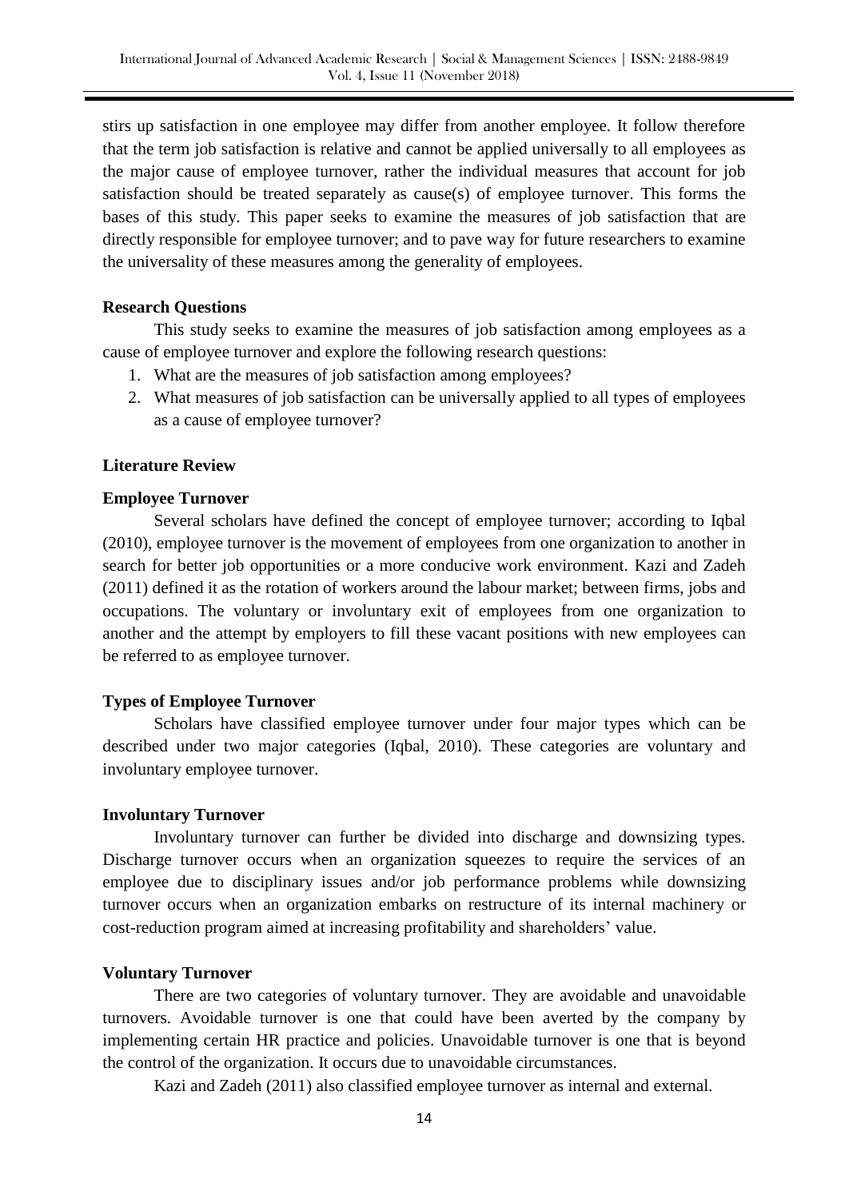stirs up satisfaction in one employee may differ from another employee. It follow therefore that the term job satisfaction is relative and cannot be applied universally to all employees as the major cause of employee turnover, rather the individual measures that account for job satisfaction should be treated separately as cause(s) of employee turnover. This forms the bases of this study. This paper seeks to examine the measures of job satisfaction that are directly responsible for employee turnover; and to pave way for future researchers to examine the universality of these measures among the generality of employees.

**Research Questions**

This study seeks to examine the measures of job satisfaction among employees as a cause of employee turnover and explore the following research questions:

1. What are the measures of job satisfaction among employees?
2. What measures of job satisfaction can be universally applied to all types of employees as a cause of employee turnover?

**Literature Review**

**Employee Turnover**

Several scholars have defined the concept of employee turnover; according to Iqbal (2010), employee turnover is the movement of employees from one organization to another in search for better job opportunities or a more conducive work environment. Kazi and Zadeh (2011) defined it as the rotation of workers around the labour market; between firms, jobs and occupations. The voluntary or involuntary exit of employees from one organization to another and the attempt by employers to fill these vacant positions with new employees can be referred to as employee turnover.

**Types of Employee Turnover**

Scholars have classified employee turnover under four major types which can be described under two major categories (Iqbal, 2010). These categories are voluntary and involuntary employee turnover.

**Involuntary Turnover**

Involuntary turnover can further be divided into discharge and downsizing types. Discharge turnover occurs when an organization squeezes to require the services of an employee due to disciplinary issues and/or job performance problems while downsizing turnover occurs when an organization embarks on restructure of its internal machinery or cost-reduction program aimed at increasing profitability and shareholders' value.

**Voluntary Turnover**

There are two categories of voluntary turnover. They are avoidable and unavoidable turnovers. Avoidable turnover is one that could have been averted by the company by implementing certain HR practice and policies. Unavoidable turnover is one that is beyond the control of the organization. It occurs due to unavoidable circumstances.

Kazi and Zadeh (2011) also classified employee turnover as internal and external.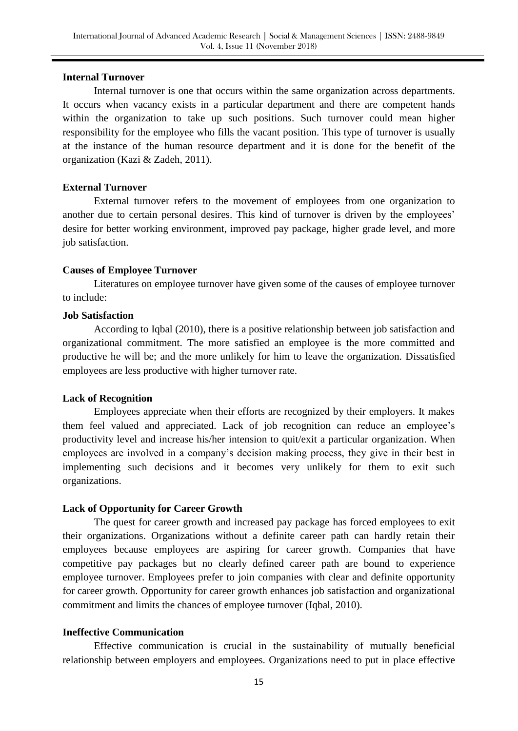**Internal Turnover**

Internal turnover is one that occurs within the same organization across departments. It occurs when vacancy exists in a particular department and there are competent hands within the organization to take up such positions. Such turnover could mean higher responsibility for the employee who fills the vacant position. This type of turnover is usually at the instance of the human resource department and it is done for the benefit of the organization (Kazi & Zadeh, 2011).

**External Turnover**

External turnover refers to the movement of employees from one organization to another due to certain personal desires. This kind of turnover is driven by the employees' desire for better working environment, improved pay package, higher grade level, and more job satisfaction.

**Causes of Employee Turnover**

Literatures on employee turnover have given some of the causes of employee turnover to include:

**Job Satisfaction**

According to Iqbal (2010), there is a positive relationship between job satisfaction and organizational commitment. The more satisfied an employee is the more committed and productive he will be; and the more unlikely for him to leave the organization. Dissatisfied employees are less productive with higher turnover rate.

**Lack of Recognition**

Employees appreciate when their efforts are recognized by their employers. It makes them feel valued and appreciated. Lack of job recognition can reduce an employee's productivity level and increase his/her intension to quit/exit a particular organization. When employees are involved in a company's decision making process, they give in their best in implementing such decisions and it becomes very unlikely for them to exit such organizations.

**Lack of Opportunity for Career Growth**

The quest for career growth and increased pay package has forced employees to exit their organizations. Organizations without a definite career path can hardly retain their employees because employees are aspiring for career growth. Companies that have competitive pay packages but no clearly defined career path are bound to experience employee turnover. Employees prefer to join companies with clear and definite opportunity for career growth. Opportunity for career growth enhances job satisfaction and organizational commitment and limits the chances of employee turnover (Iqbal, 2010).

**Ineffective Communication**

Effective communication is crucial in the sustainability of mutually beneficial relationship between employers and employees. Organizations need to put in place effective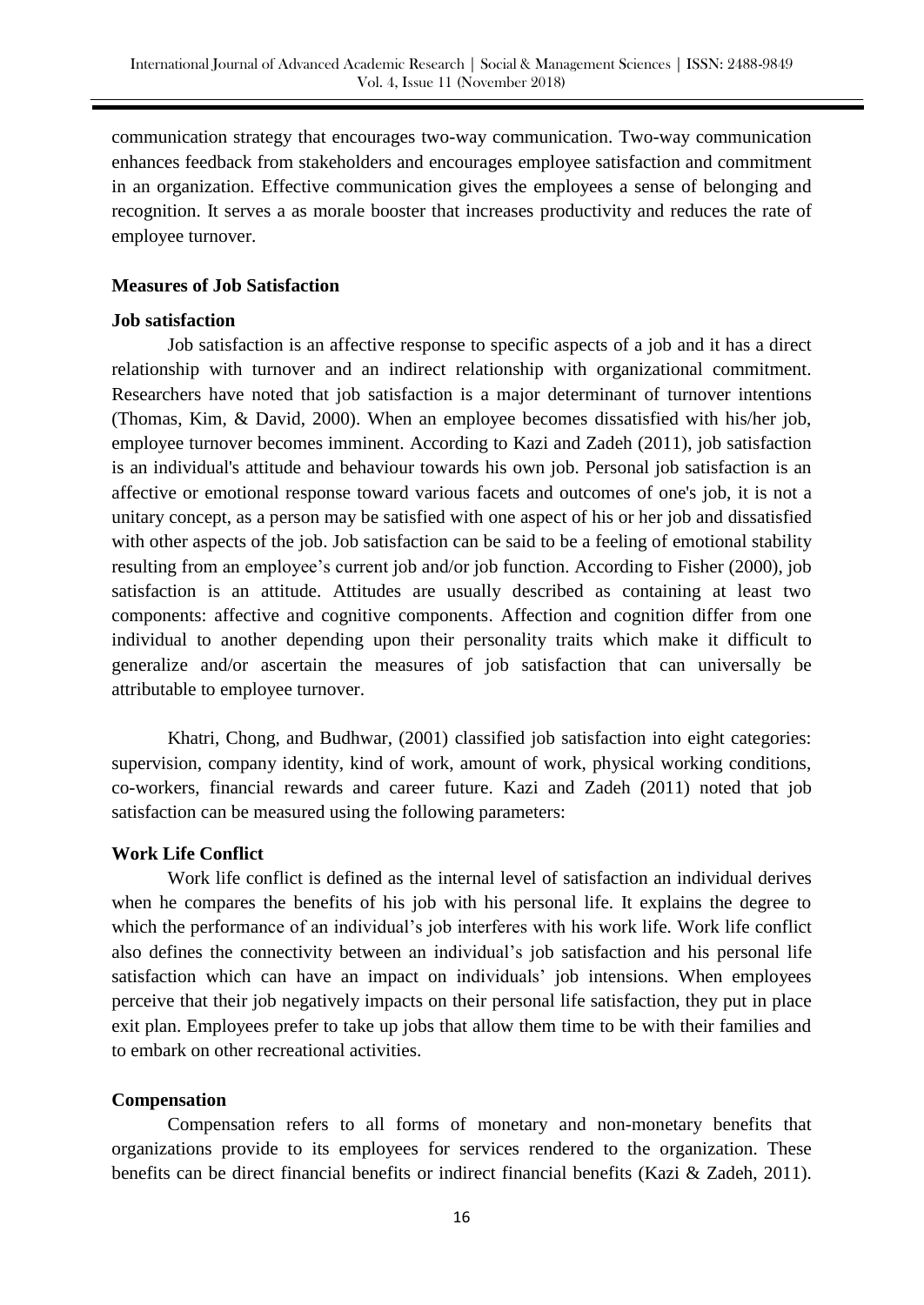communication strategy that encourages two-way communication. Two-way communication enhances feedback from stakeholders and encourages employee satisfaction and commitment in an organization. Effective communication gives the employees a sense of belonging and recognition. It serves a as morale booster that increases productivity and reduces the rate of employee turnover.

## Measures of Job Satisfaction

### Job satisfaction

Job satisfaction is an affective response to specific aspects of a job and it has a direct relationship with turnover and an indirect relationship with organizational commitment. Researchers have noted that job satisfaction is a major determinant of turnover intentions (Thomas, Kim, & David, 2000). When an employee becomes dissatisfied with his/her job, employee turnover becomes imminent. According to Kazi and Zadeh (2011), job satisfaction is an individual's attitude and behaviour towards his own job. Personal job satisfaction is an affective or emotional response toward various facets and outcomes of one's job, it is not a unitary concept, as a person may be satisfied with one aspect of his or her job and dissatisfied with other aspects of the job. Job satisfaction can be said to be a feeling of emotional stability resulting from an employee's current job and/or job function. According to Fisher (2000), job satisfaction is an attitude. Attitudes are usually described as containing at least two components: affective and cognitive components. Affection and cognition differ from one individual to another depending upon their personality traits which make it difficult to generalize and/or ascertain the measures of job satisfaction that can universally be attributable to employee turnover.

Khatri, Chong, and Budhwar, (2001) classified job satisfaction into eight categories: supervision, company identity, kind of work, amount of work, physical working conditions, co-workers, financial rewards and career future. Kazi and Zadeh (2011) noted that job satisfaction can be measured using the following parameters:

### Work Life Conflict

Work life conflict is defined as the internal level of satisfaction an individual derives when he compares the benefits of his job with his personal life. It explains the degree to which the performance of an individual's job interferes with his work life. Work life conflict also defines the connectivity between an individual's job satisfaction and his personal life satisfaction which can have an impact on individuals' job intensions. When employees perceive that their job negatively impacts on their personal life satisfaction, they put in place exit plan. Employees prefer to take up jobs that allow them time to be with their families and to embark on other recreational activities.

### Compensation

Compensation refers to all forms of monetary and non-monetary benefits that organizations provide to its employees for services rendered to the organization. These benefits can be direct financial benefits or indirect financial benefits (Kazi & Zadeh, 2011).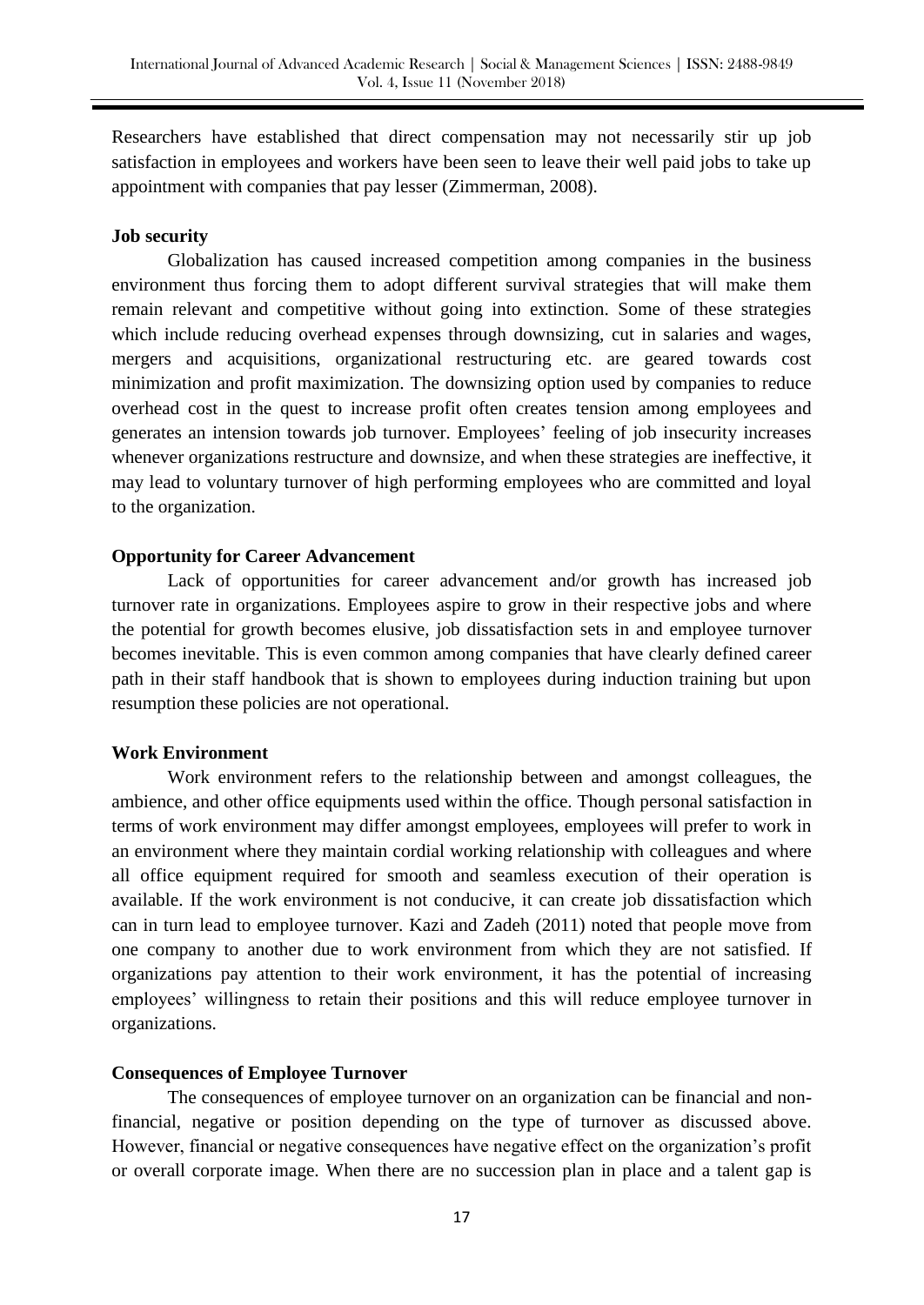Researchers have established that direct compensation may not necessarily stir up job satisfaction in employees and workers have been seen to leave their well paid jobs to take up appointment with companies that pay lesser (Zimmerman, 2008).

**Job security**

Globalization has caused increased competition among companies in the business environment thus forcing them to adopt different survival strategies that will make them remain relevant and competitive without going into extinction. Some of these strategies which include reducing overhead expenses through downsizing, cut in salaries and wages, mergers and acquisitions, organizational restructuring etc. are geared towards cost minimization and profit maximization. The downsizing option used by companies to reduce overhead cost in the quest to increase profit often creates tension among employees and generates an intension towards job turnover. Employees' feeling of job insecurity increases whenever organizations restructure and downsize, and when these strategies are ineffective, it may lead to voluntary turnover of high performing employees who are committed and loyal to the organization.

**Opportunity for Career Advancement**

Lack of opportunities for career advancement and/or growth has increased job turnover rate in organizations. Employees aspire to grow in their respective jobs and where the potential for growth becomes elusive, job dissatisfaction sets in and employee turnover becomes inevitable. This is even common among companies that have clearly defined career path in their staff handbook that is shown to employees during induction training but upon resumption these policies are not operational.

**Work Environment**

Work environment refers to the relationship between and amongst colleagues, the ambience, and other office equipments used within the office. Though personal satisfaction in terms of work environment may differ amongst employees, employees will prefer to work in an environment where they maintain cordial working relationship with colleagues and where all office equipment required for smooth and seamless execution of their operation is available. If the work environment is not conducive, it can create job dissatisfaction which can in turn lead to employee turnover. Kazi and Zadeh (2011) noted that people move from one company to another due to work environment from which they are not satisfied. If organizations pay attention to their work environment, it has the potential of increasing employees' willingness to retain their positions and this will reduce employee turnover in organizations.

**Consequences of Employee Turnover**

The consequences of employee turnover on an organization can be financial and non-financial, negative or position depending on the type of turnover as discussed above. However, financial or negative consequences have negative effect on the organization's profit or overall corporate image. When there are no succession plan in place and a talent gap is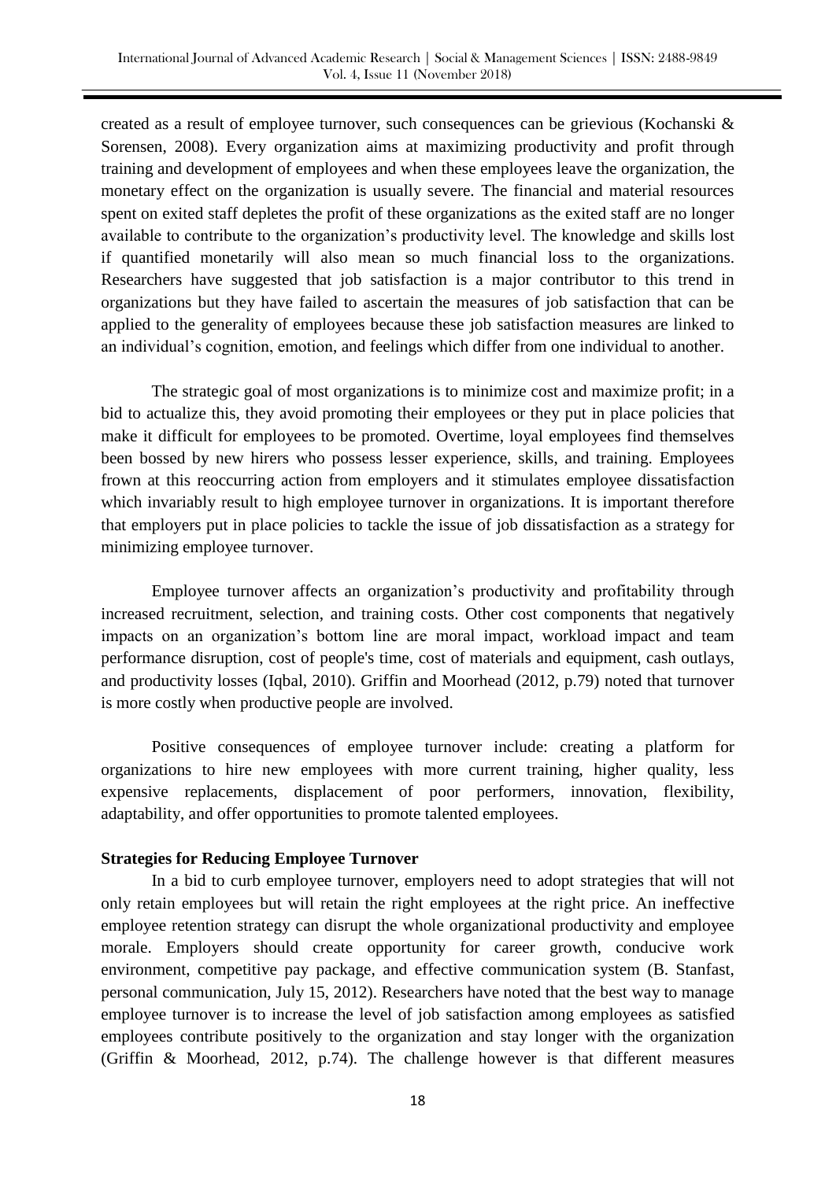created as a result of employee turnover, such consequences can be grievious (Kochanski & Sorensen, 2008). Every organization aims at maximizing productivity and profit through training and development of employees and when these employees leave the organization, the monetary effect on the organization is usually severe. The financial and material resources spent on exited staff depletes the profit of these organizations as the exited staff are no longer available to contribute to the organization's productivity level. The knowledge and skills lost if quantified monetarily will also mean so much financial loss to the organizations. Researchers have suggested that job satisfaction is a major contributor to this trend in organizations but they have failed to ascertain the measures of job satisfaction that can be applied to the generality of employees because these job satisfaction measures are linked to an individual's cognition, emotion, and feelings which differ from one individual to another.

The strategic goal of most organizations is to minimize cost and maximize profit; in a bid to actualize this, they avoid promoting their employees or they put in place policies that make it difficult for employees to be promoted. Overtime, loyal employees find themselves been bossed by new hirers who possess lesser experience, skills, and training. Employees frown at this reoccurring action from employers and it stimulates employee dissatisfaction which invariably result to high employee turnover in organizations. It is important therefore that employers put in place policies to tackle the issue of job dissatisfaction as a strategy for minimizing employee turnover.

Employee turnover affects an organization's productivity and profitability through increased recruitment, selection, and training costs. Other cost components that negatively impacts on an organization's bottom line are moral impact, workload impact and team performance disruption, cost of people's time, cost of materials and equipment, cash outlays, and productivity losses (Iqbal, 2010). Griffin and Moorhead (2012, p.79) noted that turnover is more costly when productive people are involved.

Positive consequences of employee turnover include: creating a platform for organizations to hire new employees with more current training, higher quality, less expensive replacements, displacement of poor performers, innovation, flexibility, adaptability, and offer opportunities to promote talented employees.

**Strategies for Reducing Employee Turnover**

In a bid to curb employee turnover, employers need to adopt strategies that will not only retain employees but will retain the right employees at the right price. An ineffective employee retention strategy can disrupt the whole organizational productivity and employee morale. Employers should create opportunity for career growth, conducive work environment, competitive pay package, and effective communication system (B. Stanfast, personal communication, July 15, 2012). Researchers have noted that the best way to manage employee turnover is to increase the level of job satisfaction among employees as satisfied employees contribute positively to the organization and stay longer with the organization (Griffin & Moorhead, 2012, p.74). The challenge however is that different measures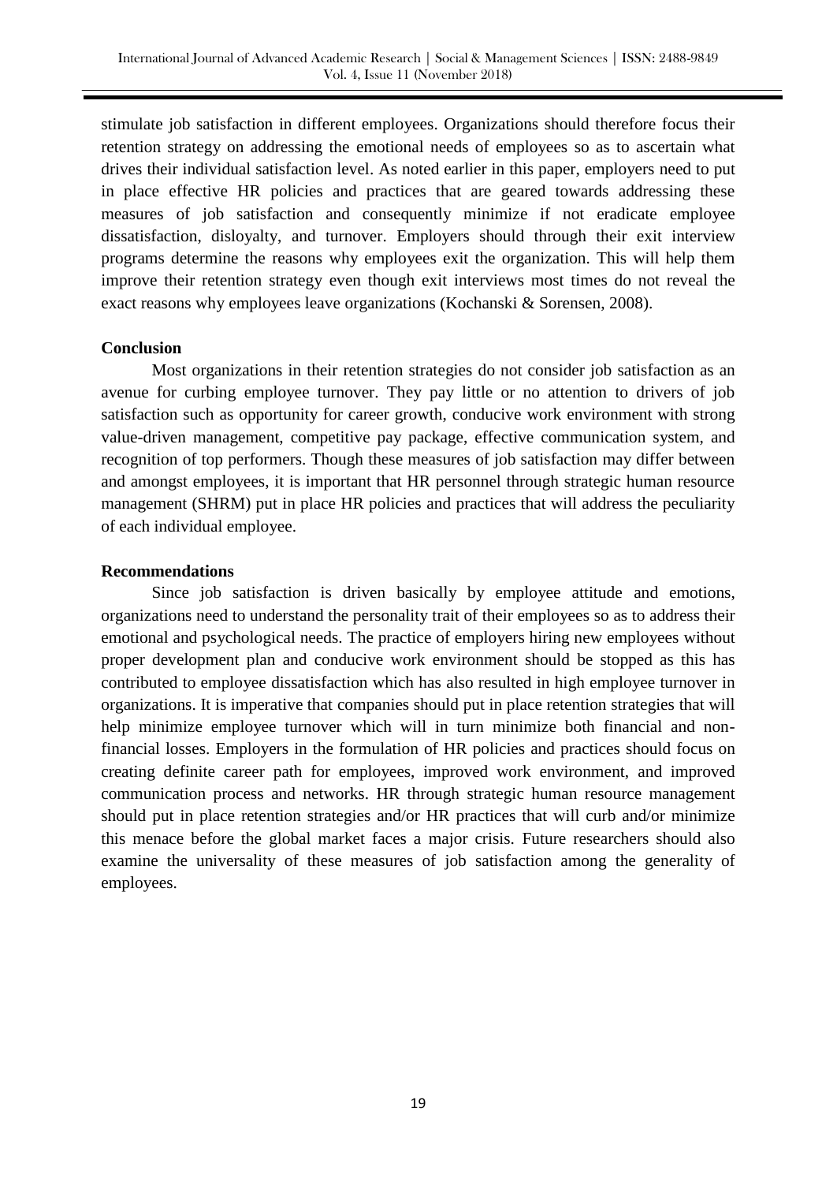stimulate job satisfaction in different employees. Organizations should therefore focus their retention strategy on addressing the emotional needs of employees so as to ascertain what drives their individual satisfaction level. As noted earlier in this paper, employers need to put in place effective HR policies and practices that are geared towards addressing these measures of job satisfaction and consequently minimize if not eradicate employee dissatisfaction, disloyalty, and turnover. Employers should through their exit interview programs determine the reasons why employees exit the organization. This will help them improve their retention strategy even though exit interviews most times do not reveal the exact reasons why employees leave organizations (Kochanski & Sorensen, 2008).

**Conclusion**

Most organizations in their retention strategies do not consider job satisfaction as an avenue for curbing employee turnover. They pay little or no attention to drivers of job satisfaction such as opportunity for career growth, conducive work environment with strong value-driven management, competitive pay package, effective communication system, and recognition of top performers. Though these measures of job satisfaction may differ between and amongst employees, it is important that HR personnel through strategic human resource management (SHRM) put in place HR policies and practices that will address the peculiarity of each individual employee.

**Recommendations**

Since job satisfaction is driven basically by employee attitude and emotions, organizations need to understand the personality trait of their employees so as to address their emotional and psychological needs. The practice of employers hiring new employees without proper development plan and conducive work environment should be stopped as this has contributed to employee dissatisfaction which has also resulted in high employee turnover in organizations. It is imperative that companies should put in place retention strategies that will help minimize employee turnover which will in turn minimize both financial and non-financial losses. Employers in the formulation of HR policies and practices should focus on creating definite career path for employees, improved work environment, and improved communication process and networks. HR through strategic human resource management should put in place retention strategies and/or HR practices that will curb and/or minimize this menace before the global market faces a major crisis. Future researchers should also examine the universality of these measures of job satisfaction among the generality of employees.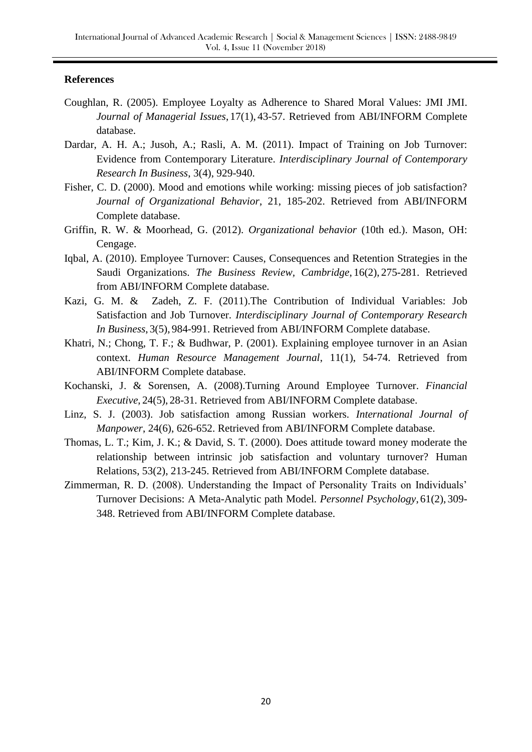**References**

Coughlan, R. (2005). Employee Loyalty as Adherence to Shared Moral Values: JMI JMI. *Journal of Managerial Issues*, 17(1), 43-57. Retrieved from ABI/INFORM Complete database.

Dardar, A. H. A.; Jusoh, A.; Rasli, A. M. (2011). Impact of Training on Job Turnover: Evidence from Contemporary Literature. *Interdisciplinary Journal of Contemporary Research In Business*, 3(4), 929-940.

Fisher, C. D. (2000). Mood and emotions while working: missing pieces of job satisfaction? *Journal of Organizational Behavior*, 21, 185-202. Retrieved from ABI/INFORM Complete database.

Griffin, R. W. & Moorhead, G. (2012). *Organizational behavior* (10th ed.). Mason, OH: Cengage.

Iqbal, A. (2010). Employee Turnover: Causes, Consequences and Retention Strategies in the Saudi Organizations. *The Business Review, Cambridge*, 16(2), 275-281. Retrieved from ABI/INFORM Complete database.

Kazi, G. M. & Zadeh, Z. F. (2011).The Contribution of Individual Variables: Job Satisfaction and Job Turnover. *Interdisciplinary Journal of Contemporary Research In Business*, 3(5), 984-991. Retrieved from ABI/INFORM Complete database.

Khatri, N.; Chong, T. F.; & Budhwar, P. (2001). Explaining employee turnover in an Asian context. *Human Resource Management Journal*, 11(1), 54-74. Retrieved from ABI/INFORM Complete database.

Kochanski, J. & Sorensen, A. (2008).Turning Around Employee Turnover. *Financial Executive*, 24(5), 28-31. Retrieved from ABI/INFORM Complete database.

Linz, S. J. (2003). Job satisfaction among Russian workers. *International Journal of Manpower*, 24(6), 626-652. Retrieved from ABI/INFORM Complete database.

Thomas, L. T.; Kim, J. K.; & David, S. T. (2000). Does attitude toward money moderate the relationship between intrinsic job satisfaction and voluntary turnover? Human Relations, 53(2), 213-245. Retrieved from ABI/INFORM Complete database.

Zimmerman, R. D. (2008). Understanding the Impact of Personality Traits on Individuals' Turnover Decisions: A Meta-Analytic path Model. *Personnel Psychology*, 61(2), 309-348. Retrieved from ABI/INFORM Complete database.